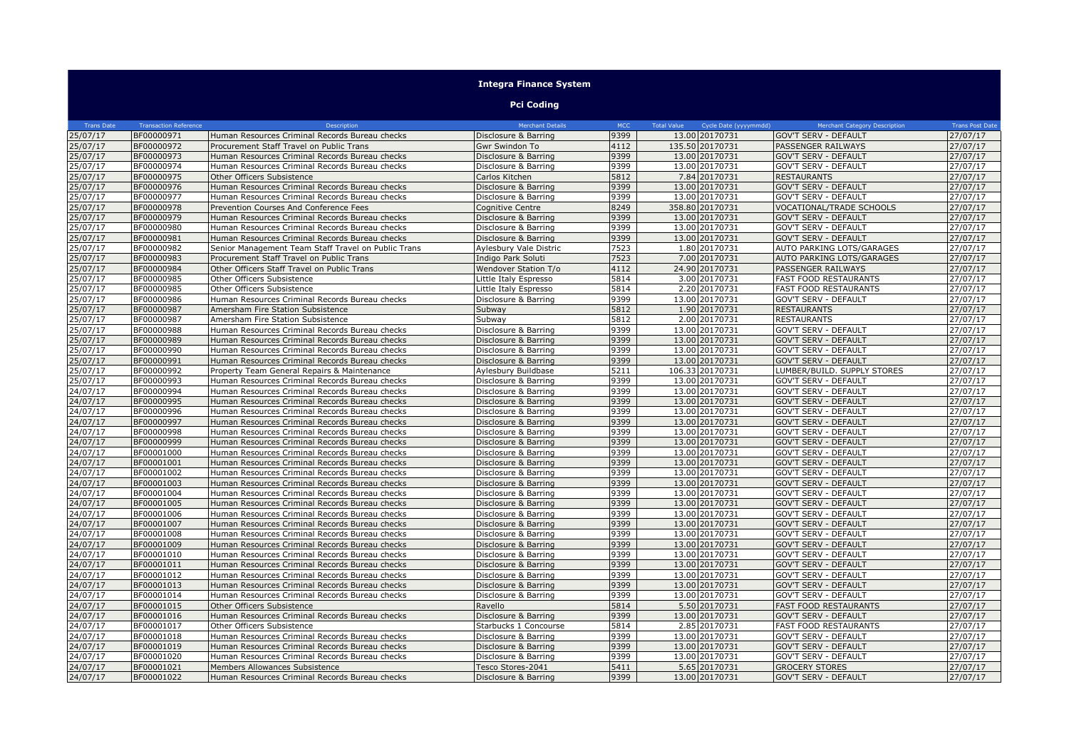# Integra Finance System

## Pci Coding

| Trans Date | Transaction Reference | Description | Merchant Details | MCC | Total Value | Cycle Date (yyyymmdd) | Merchant Category Description | Trans Post Date |
|---|---|---|---|---|---|---|---|---|
| 25/07/17 | BF00000971 | Human Resources Criminal Records Bureau checks | Disclosure & Barring | 9399 | 13.00 | 20170731 | GOV'T SERV - DEFAULT | 27/07/17 |
| 25/07/17 | BF00000972 | Procurement Staff Travel on Public Trans | Gwr Swindon To | 4112 | 135.50 | 20170731 | PASSENGER RAILWAYS | 27/07/17 |
| 25/07/17 | BF00000973 | Human Resources Criminal Records Bureau checks | Disclosure & Barring | 9399 | 13.00 | 20170731 | GOV'T SERV - DEFAULT | 27/07/17 |
| 25/07/17 | BF00000974 | Human Resources Criminal Records Bureau checks | Disclosure & Barring | 9399 | 13.00 | 20170731 | GOV'T SERV - DEFAULT | 27/07/17 |
| 25/07/17 | BF00000975 | Other Officers Subsistence | Carlos Kitchen | 5812 | 7.84 | 20170731 | RESTAURANTS | 27/07/17 |
| 25/07/17 | BF00000976 | Human Resources Criminal Records Bureau checks | Disclosure & Barring | 9399 | 13.00 | 20170731 | GOV'T SERV - DEFAULT | 27/07/17 |
| 25/07/17 | BF00000977 | Human Resources Criminal Records Bureau checks | Disclosure & Barring | 9399 | 13.00 | 20170731 | GOV'T SERV - DEFAULT | 27/07/17 |
| 25/07/17 | BF00000978 | Prevention Courses And Conference Fees | Cognitive Centre | 8249 | 358.80 | 20170731 | VOCATIONAL/TRADE SCHOOLS | 27/07/17 |
| 25/07/17 | BF00000979 | Human Resources Criminal Records Bureau checks | Disclosure & Barring | 9399 | 13.00 | 20170731 | GOV'T SERV - DEFAULT | 27/07/17 |
| 25/07/17 | BF00000980 | Human Resources Criminal Records Bureau checks | Disclosure & Barring | 9399 | 13.00 | 20170731 | GOV'T SERV - DEFAULT | 27/07/17 |
| 25/07/17 | BF00000981 | Human Resources Criminal Records Bureau checks | Disclosure & Barring | 9399 | 13.00 | 20170731 | GOV'T SERV - DEFAULT | 27/07/17 |
| 25/07/17 | BF00000982 | Senior Management Team Staff Travel on Public Trans | Aylesbury Vale Distric | 7523 | 1.80 | 20170731 | AUTO PARKING LOTS/GARAGES | 27/07/17 |
| 25/07/17 | BF00000983 | Procurement Staff Travel on Public Trans | Indigo Park Soluti | 7523 | 7.00 | 20170731 | AUTO PARKING LOTS/GARAGES | 27/07/17 |
| 25/07/17 | BF00000984 | Other Officers Staff Travel on Public Trans | Wendover Station T/o | 4112 | 24.90 | 20170731 | PASSENGER RAILWAYS | 27/07/17 |
| 25/07/17 | BF00000985 | Other Officers Subsistence | Little Italy Espresso | 5814 | 3.00 | 20170731 | FAST FOOD RESTAURANTS | 27/07/17 |
| 25/07/17 | BF00000985 | Other Officers Subsistence | Little Italy Espresso | 5814 | 2.20 | 20170731 | FAST FOOD RESTAURANTS | 27/07/17 |
| 25/07/17 | BF00000986 | Human Resources Criminal Records Bureau checks | Disclosure & Barring | 9399 | 13.00 | 20170731 | GOV'T SERV - DEFAULT | 27/07/17 |
| 25/07/17 | BF00000987 | Amersham Fire Station Subsistence | Subway | 5812 | 1.90 | 20170731 | RESTAURANTS | 27/07/17 |
| 25/07/17 | BF00000987 | Amersham Fire Station Subsistence | Subway | 5812 | 2.00 | 20170731 | RESTAURANTS | 27/07/17 |
| 25/07/17 | BF00000988 | Human Resources Criminal Records Bureau checks | Disclosure & Barring | 9399 | 13.00 | 20170731 | GOV'T SERV - DEFAULT | 27/07/17 |
| 25/07/17 | BF00000989 | Human Resources Criminal Records Bureau checks | Disclosure & Barring | 9399 | 13.00 | 20170731 | GOV'T SERV - DEFAULT | 27/07/17 |
| 25/07/17 | BF00000990 | Human Resources Criminal Records Bureau checks | Disclosure & Barring | 9399 | 13.00 | 20170731 | GOV'T SERV - DEFAULT | 27/07/17 |
| 25/07/17 | BF00000991 | Human Resources Criminal Records Bureau checks | Disclosure & Barring | 9399 | 13.00 | 20170731 | GOV'T SERV - DEFAULT | 27/07/17 |
| 25/07/17 | BF00000992 | Property Team General Repairs & Maintenance | Aylesbury Buildbase | 5211 | 106.33 | 20170731 | LUMBER/BUILD. SUPPLY STORES | 27/07/17 |
| 25/07/17 | BF00000993 | Human Resources Criminal Records Bureau checks | Disclosure & Barring | 9399 | 13.00 | 20170731 | GOV'T SERV - DEFAULT | 27/07/17 |
| 24/07/17 | BF00000994 | Human Resources Criminal Records Bureau checks | Disclosure & Barring | 9399 | 13.00 | 20170731 | GOV'T SERV - DEFAULT | 27/07/17 |
| 24/07/17 | BF00000995 | Human Resources Criminal Records Bureau checks | Disclosure & Barring | 9399 | 13.00 | 20170731 | GOV'T SERV - DEFAULT | 27/07/17 |
| 24/07/17 | BF00000996 | Human Resources Criminal Records Bureau checks | Disclosure & Barring | 9399 | 13.00 | 20170731 | GOV'T SERV - DEFAULT | 27/07/17 |
| 24/07/17 | BF00000997 | Human Resources Criminal Records Bureau checks | Disclosure & Barring | 9399 | 13.00 | 20170731 | GOV'T SERV - DEFAULT | 27/07/17 |
| 24/07/17 | BF00000998 | Human Resources Criminal Records Bureau checks | Disclosure & Barring | 9399 | 13.00 | 20170731 | GOV'T SERV - DEFAULT | 27/07/17 |
| 24/07/17 | BF00000999 | Human Resources Criminal Records Bureau checks | Disclosure & Barring | 9399 | 13.00 | 20170731 | GOV'T SERV - DEFAULT | 27/07/17 |
| 24/07/17 | BF00001000 | Human Resources Criminal Records Bureau checks | Disclosure & Barring | 9399 | 13.00 | 20170731 | GOV'T SERV - DEFAULT | 27/07/17 |
| 24/07/17 | BF00001001 | Human Resources Criminal Records Bureau checks | Disclosure & Barring | 9399 | 13.00 | 20170731 | GOV'T SERV - DEFAULT | 27/07/17 |
| 24/07/17 | BF00001002 | Human Resources Criminal Records Bureau checks | Disclosure & Barring | 9399 | 13.00 | 20170731 | GOV'T SERV - DEFAULT | 27/07/17 |
| 24/07/17 | BF00001003 | Human Resources Criminal Records Bureau checks | Disclosure & Barring | 9399 | 13.00 | 20170731 | GOV'T SERV - DEFAULT | 27/07/17 |
| 24/07/17 | BF00001004 | Human Resources Criminal Records Bureau checks | Disclosure & Barring | 9399 | 13.00 | 20170731 | GOV'T SERV - DEFAULT | 27/07/17 |
| 24/07/17 | BF00001005 | Human Resources Criminal Records Bureau checks | Disclosure & Barring | 9399 | 13.00 | 20170731 | GOV'T SERV - DEFAULT | 27/07/17 |
| 24/07/17 | BF00001006 | Human Resources Criminal Records Bureau checks | Disclosure & Barring | 9399 | 13.00 | 20170731 | GOV'T SERV - DEFAULT | 27/07/17 |
| 24/07/17 | BF00001007 | Human Resources Criminal Records Bureau checks | Disclosure & Barring | 9399 | 13.00 | 20170731 | GOV'T SERV - DEFAULT | 27/07/17 |
| 24/07/17 | BF00001008 | Human Resources Criminal Records Bureau checks | Disclosure & Barring | 9399 | 13.00 | 20170731 | GOV'T SERV - DEFAULT | 27/07/17 |
| 24/07/17 | BF00001009 | Human Resources Criminal Records Bureau checks | Disclosure & Barring | 9399 | 13.00 | 20170731 | GOV'T SERV - DEFAULT | 27/07/17 |
| 24/07/17 | BF00001010 | Human Resources Criminal Records Bureau checks | Disclosure & Barring | 9399 | 13.00 | 20170731 | GOV'T SERV - DEFAULT | 27/07/17 |
| 24/07/17 | BF00001011 | Human Resources Criminal Records Bureau checks | Disclosure & Barring | 9399 | 13.00 | 20170731 | GOV'T SERV - DEFAULT | 27/07/17 |
| 24/07/17 | BF00001012 | Human Resources Criminal Records Bureau checks | Disclosure & Barring | 9399 | 13.00 | 20170731 | GOV'T SERV - DEFAULT | 27/07/17 |
| 24/07/17 | BF00001013 | Human Resources Criminal Records Bureau checks | Disclosure & Barring | 9399 | 13.00 | 20170731 | GOV'T SERV - DEFAULT | 27/07/17 |
| 24/07/17 | BF00001014 | Human Resources Criminal Records Bureau checks | Disclosure & Barring | 9399 | 13.00 | 20170731 | GOV'T SERV - DEFAULT | 27/07/17 |
| 24/07/17 | BF00001015 | Other Officers Subsistence | Ravello | 5814 | 5.50 | 20170731 | FAST FOOD RESTAURANTS | 27/07/17 |
| 24/07/17 | BF00001016 | Human Resources Criminal Records Bureau checks | Disclosure & Barring | 9399 | 13.00 | 20170731 | GOV'T SERV - DEFAULT | 27/07/17 |
| 24/07/17 | BF00001017 | Other Officers Subsistence | Starbucks 1 Concourse | 5814 | 2.85 | 20170731 | FAST FOOD RESTAURANTS | 27/07/17 |
| 24/07/17 | BF00001018 | Human Resources Criminal Records Bureau checks | Disclosure & Barring | 9399 | 13.00 | 20170731 | GOV'T SERV - DEFAULT | 27/07/17 |
| 24/07/17 | BF00001019 | Human Resources Criminal Records Bureau checks | Disclosure & Barring | 9399 | 13.00 | 20170731 | GOV'T SERV - DEFAULT | 27/07/17 |
| 24/07/17 | BF00001020 | Human Resources Criminal Records Bureau checks | Disclosure & Barring | 9399 | 13.00 | 20170731 | GOV'T SERV - DEFAULT | 27/07/17 |
| 24/07/17 | BF00001021 | Members Allowances Subsistence | Tesco Stores-2041 | 5411 | 5.65 | 20170731 | GROCERY STORES | 27/07/17 |
| 24/07/17 | BF00001022 | Human Resources Criminal Records Bureau checks | Disclosure & Barring | 9399 | 13.00 | 20170731 | GOV'T SERV - DEFAULT | 27/07/17 |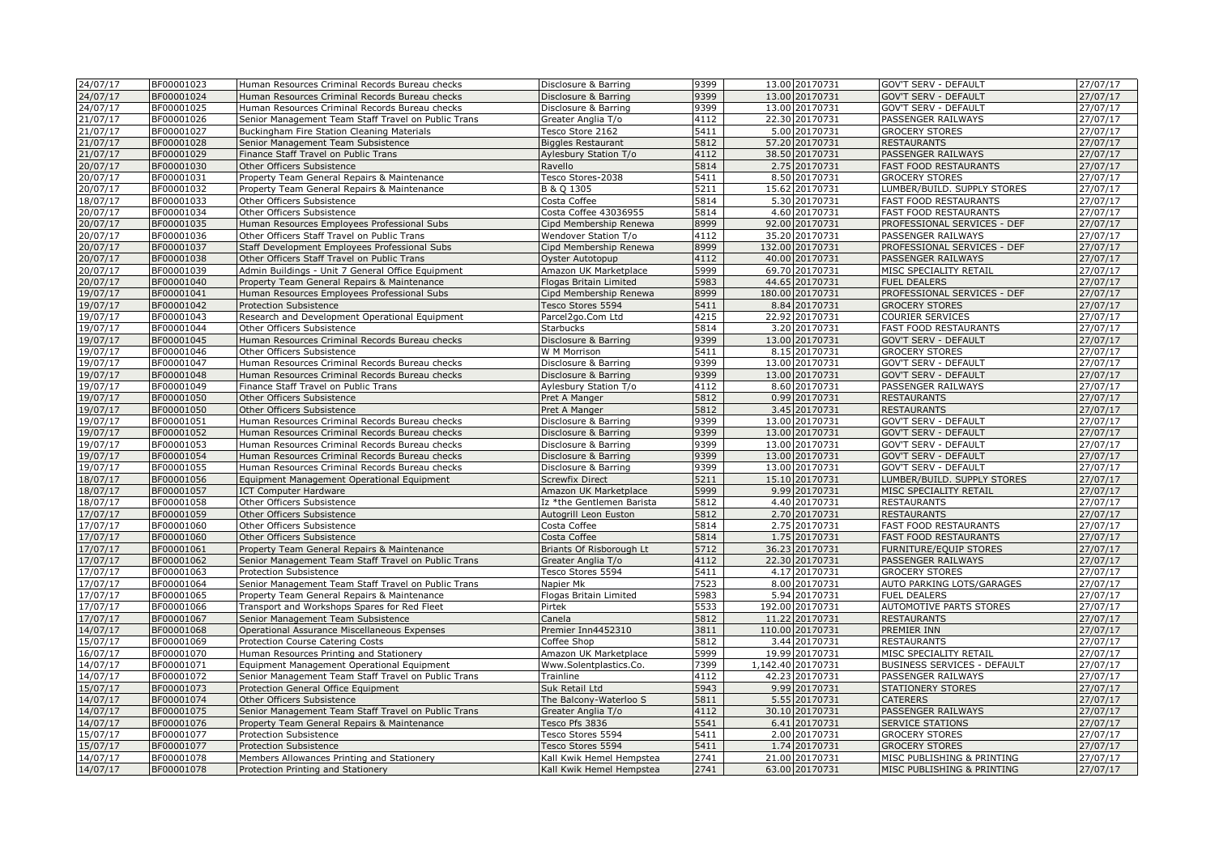| 24/07/17 | BF00001023 | Human Resources Criminal Records Bureau checks | Disclosure & Barring | 9399 | 13.00 | 20170731 | GOV'T SERV - DEFAULT | 27/07/17 |
|---|---|---|---|---|---|---|---|---|
| 24/07/17 | BF00001024 | Human Resources Criminal Records Bureau checks | Disclosure & Barring | 9399 | 13.00 | 20170731 | GOV'T SERV - DEFAULT | 27/07/17 |
| 24/07/17 | BF00001025 | Human Resources Criminal Records Bureau checks | Disclosure & Barring | 9399 | 13.00 | 20170731 | GOV'T SERV - DEFAULT | 27/07/17 |
| 21/07/17 | BF00001026 | Senior Management Team Staff Travel on Public Trans | Greater Anglia T/o | 4112 | 22.30 | 20170731 | PASSENGER RAILWAYS | 27/07/17 |
| 21/07/17 | BF00001027 | Buckingham Fire Station Cleaning Materials | Tesco Store 2162 | 5411 | 5.00 | 20170731 | GROCERY STORES | 27/07/17 |
| 21/07/17 | BF00001028 | Senior Management Team Subsistence | Biggles Restaurant | 5812 | 57.20 | 20170731 | RESTAURANTS | 27/07/17 |
| 21/07/17 | BF00001029 | Finance Staff Travel on Public Trans | Aylesbury Station T/o | 4112 | 38.50 | 20170731 | PASSENGER RAILWAYS | 27/07/17 |
| 20/07/17 | BF00001030 | Other Officers Subsistence | Ravello | 5814 | 2.75 | 20170731 | FAST FOOD RESTAURANTS | 27/07/17 |
| 20/07/17 | BF00001031 | Property Team General Repairs & Maintenance | Tesco Stores-2038 | 5411 | 8.50 | 20170731 | GROCERY STORES | 27/07/17 |
| 20/07/17 | BF00001032 | Property Team General Repairs & Maintenance | B & Q 1305 | 5211 | 15.62 | 20170731 | LUMBER/BUILD. SUPPLY STORES | 27/07/17 |
| 18/07/17 | BF00001033 | Other Officers Subsistence | Costa Coffee | 5814 | 5.30 | 20170731 | FAST FOOD RESTAURANTS | 27/07/17 |
| 20/07/17 | BF00001034 | Other Officers Subsistence | Costa Coffee 43036955 | 5814 | 4.60 | 20170731 | FAST FOOD RESTAURANTS | 27/07/17 |
| 20/07/17 | BF00001035 | Human Resources Employees Professional Subs | Cipd Membership Renewa | 8999 | 92.00 | 20170731 | PROFESSIONAL SERVICES - DEF | 27/07/17 |
| 20/07/17 | BF00001036 | Other Officers Staff Travel on Public Trans | Wendover Station T/o | 4112 | 35.20 | 20170731 | PASSENGER RAILWAYS | 27/07/17 |
| 20/07/17 | BF00001037 | Staff Development Employees Professional Subs | Cipd Membership Renewa | 8999 | 132.00 | 20170731 | PROFESSIONAL SERVICES - DEF | 27/07/17 |
| 20/07/17 | BF00001038 | Other Officers Staff Travel on Public Trans | Oyster Autotopup | 4112 | 40.00 | 20170731 | PASSENGER RAILWAYS | 27/07/17 |
| 20/07/17 | BF00001039 | Admin Buildings - Unit 7 General Office Equipment | Amazon UK Marketplace | 5999 | 69.70 | 20170731 | MISC SPECIALITY RETAIL | 27/07/17 |
| 20/07/17 | BF00001040 | Property Team General Repairs & Maintenance | Flogas Britain Limited | 5983 | 44.65 | 20170731 | FUEL DEALERS | 27/07/17 |
| 19/07/17 | BF00001041 | Human Resources Employees Professional Subs | Cipd Membership Renewa | 8999 | 180.00 | 20170731 | PROFESSIONAL SERVICES - DEF | 27/07/17 |
| 19/07/17 | BF00001042 | Protection Subsistence | Tesco Stores 5594 | 5411 | 8.84 | 20170731 | GROCERY STORES | 27/07/17 |
| 19/07/17 | BF00001043 | Research and Development Operational Equipment | Parcel2go.Com Ltd | 4215 | 22.92 | 20170731 | COURIER SERVICES | 27/07/17 |
| 19/07/17 | BF00001044 | Other Officers Subsistence | Starbucks | 5814 | 3.20 | 20170731 | FAST FOOD RESTAURANTS | 27/07/17 |
| 19/07/17 | BF00001045 | Human Resources Criminal Records Bureau checks | Disclosure & Barring | 9399 | 13.00 | 20170731 | GOV'T SERV - DEFAULT | 27/07/17 |
| 19/07/17 | BF00001046 | Other Officers Subsistence | W M Morrison | 5411 | 8.15 | 20170731 | GROCERY STORES | 27/07/17 |
| 19/07/17 | BF00001047 | Human Resources Criminal Records Bureau checks | Disclosure & Barring | 9399 | 13.00 | 20170731 | GOV'T SERV - DEFAULT | 27/07/17 |
| 19/07/17 | BF00001048 | Human Resources Criminal Records Bureau checks | Disclosure & Barring | 9399 | 13.00 | 20170731 | GOV'T SERV - DEFAULT | 27/07/17 |
| 19/07/17 | BF00001049 | Finance Staff Travel on Public Trans | Aylesbury Station T/o | 4112 | 8.60 | 20170731 | PASSENGER RAILWAYS | 27/07/17 |
| 19/07/17 | BF00001050 | Other Officers Subsistence | Pret A Manger | 5812 | 0.99 | 20170731 | RESTAURANTS | 27/07/17 |
| 19/07/17 | BF00001050 | Other Officers Subsistence | Pret A Manger | 5812 | 3.45 | 20170731 | RESTAURANTS | 27/07/17 |
| 19/07/17 | BF00001051 | Human Resources Criminal Records Bureau checks | Disclosure & Barring | 9399 | 13.00 | 20170731 | GOV'T SERV - DEFAULT | 27/07/17 |
| 19/07/17 | BF00001052 | Human Resources Criminal Records Bureau checks | Disclosure & Barring | 9399 | 13.00 | 20170731 | GOV'T SERV - DEFAULT | 27/07/17 |
| 19/07/17 | BF00001053 | Human Resources Criminal Records Bureau checks | Disclosure & Barring | 9399 | 13.00 | 20170731 | GOV'T SERV - DEFAULT | 27/07/17 |
| 19/07/17 | BF00001054 | Human Resources Criminal Records Bureau checks | Disclosure & Barring | 9399 | 13.00 | 20170731 | GOV'T SERV - DEFAULT | 27/07/17 |
| 19/07/17 | BF00001055 | Human Resources Criminal Records Bureau checks | Disclosure & Barring | 9399 | 13.00 | 20170731 | GOV'T SERV - DEFAULT | 27/07/17 |
| 18/07/17 | BF00001056 | Equipment Management Operational Equipment | Screwfix Direct | 5211 | 15.10 | 20170731 | LUMBER/BUILD. SUPPLY STORES | 27/07/17 |
| 18/07/17 | BF00001057 | ICT Computer Hardware | Amazon UK Marketplace | 5999 | 9.99 | 20170731 | MISC SPECIALITY RETAIL | 27/07/17 |
| 18/07/17 | BF00001058 | Other Officers Subsistence | Iz *the Gentlemen Barista | 5812 | 4.40 | 20170731 | RESTAURANTS | 27/07/17 |
| 17/07/17 | BF00001059 | Other Officers Subsistence | Autogrill Leon Euston | 5812 | 2.70 | 20170731 | RESTAURANTS | 27/07/17 |
| 17/07/17 | BF00001060 | Other Officers Subsistence | Costa Coffee | 5814 | 2.75 | 20170731 | FAST FOOD RESTAURANTS | 27/07/17 |
| 17/07/17 | BF00001060 | Other Officers Subsistence | Costa Coffee | 5814 | 1.75 | 20170731 | FAST FOOD RESTAURANTS | 27/07/17 |
| 17/07/17 | BF00001061 | Property Team General Repairs & Maintenance | Briants Of Risborough Lt | 5712 | 36.23 | 20170731 | FURNITURE/EQUIP STORES | 27/07/17 |
| 17/07/17 | BF00001062 | Senior Management Team Staff Travel on Public Trans | Greater Anglia T/o | 4112 | 22.30 | 20170731 | PASSENGER RAILWAYS | 27/07/17 |
| 17/07/17 | BF00001063 | Protection Subsistence | Tesco Stores 5594 | 5411 | 4.17 | 20170731 | GROCERY STORES | 27/07/17 |
| 17/07/17 | BF00001064 | Senior Management Team Staff Travel on Public Trans | Napier Mk | 7523 | 8.00 | 20170731 | AUTO PARKING LOTS/GARAGES | 27/07/17 |
| 17/07/17 | BF00001065 | Property Team General Repairs & Maintenance | Flogas Britain Limited | 5983 | 5.94 | 20170731 | FUEL DEALERS | 27/07/17 |
| 17/07/17 | BF00001066 | Transport and Workshops Spares for Red Fleet | Pirtek | 5533 | 192.00 | 20170731 | AUTOMOTIVE PARTS STORES | 27/07/17 |
| 17/07/17 | BF00001067 | Senior Management Team Subsistence | Canela | 5812 | 11.22 | 20170731 | RESTAURANTS | 27/07/17 |
| 14/07/17 | BF00001068 | Operational Assurance Miscellaneous Expenses | Premier Inn4452310 | 3811 | 110.00 | 20170731 | PREMIER INN | 27/07/17 |
| 15/07/17 | BF00001069 | Protection Course Catering Costs | Coffee Shop | 5812 | 3.44 | 20170731 | RESTAURANTS | 27/07/17 |
| 16/07/17 | BF00001070 | Human Resources Printing and Stationery | Amazon UK Marketplace | 5999 | 19.99 | 20170731 | MISC SPECIALITY RETAIL | 27/07/17 |
| 14/07/17 | BF00001071 | Equipment Management Operational Equipment | Www.Solentplastics.Co. | 7399 | 1,142.40 | 20170731 | BUSINESS SERVICES - DEFAULT | 27/07/17 |
| 14/07/17 | BF00001072 | Senior Management Team Staff Travel on Public Trans | Trainline | 4112 | 42.23 | 20170731 | PASSENGER RAILWAYS | 27/07/17 |
| 15/07/17 | BF00001073 | Protection General Office Equipment | Suk Retail Ltd | 5943 | 9.99 | 20170731 | STATIONERY STORES | 27/07/17 |
| 14/07/17 | BF00001074 | Other Officers Subsistence | The Balcony-Waterloo S | 5811 | 5.55 | 20170731 | CATERERS | 27/07/17 |
| 14/07/17 | BF00001075 | Senior Management Team Staff Travel on Public Trans | Greater Anglia T/o | 4112 | 30.10 | 20170731 | PASSENGER RAILWAYS | 27/07/17 |
| 14/07/17 | BF00001076 | Property Team General Repairs & Maintenance | Tesco Pfs 3836 | 5541 | 6.41 | 20170731 | SERVICE STATIONS | 27/07/17 |
| 15/07/17 | BF00001077 | Protection Subsistence | Tesco Stores 5594 | 5411 | 2.00 | 20170731 | GROCERY STORES | 27/07/17 |
| 15/07/17 | BF00001077 | Protection Subsistence | Tesco Stores 5594 | 5411 | 1.74 | 20170731 | GROCERY STORES | 27/07/17 |
| 14/07/17 | BF00001078 | Members Allowances Printing and Stationery | Kall Kwik Hemel Hempstea | 2741 | 21.00 | 20170731 | MISC PUBLISHING & PRINTING | 27/07/17 |
| 14/07/17 | BF00001078 | Protection Printing and Stationery | Kall Kwik Hemel Hempstea | 2741 | 63.00 | 20170731 | MISC PUBLISHING & PRINTING | 27/07/17 |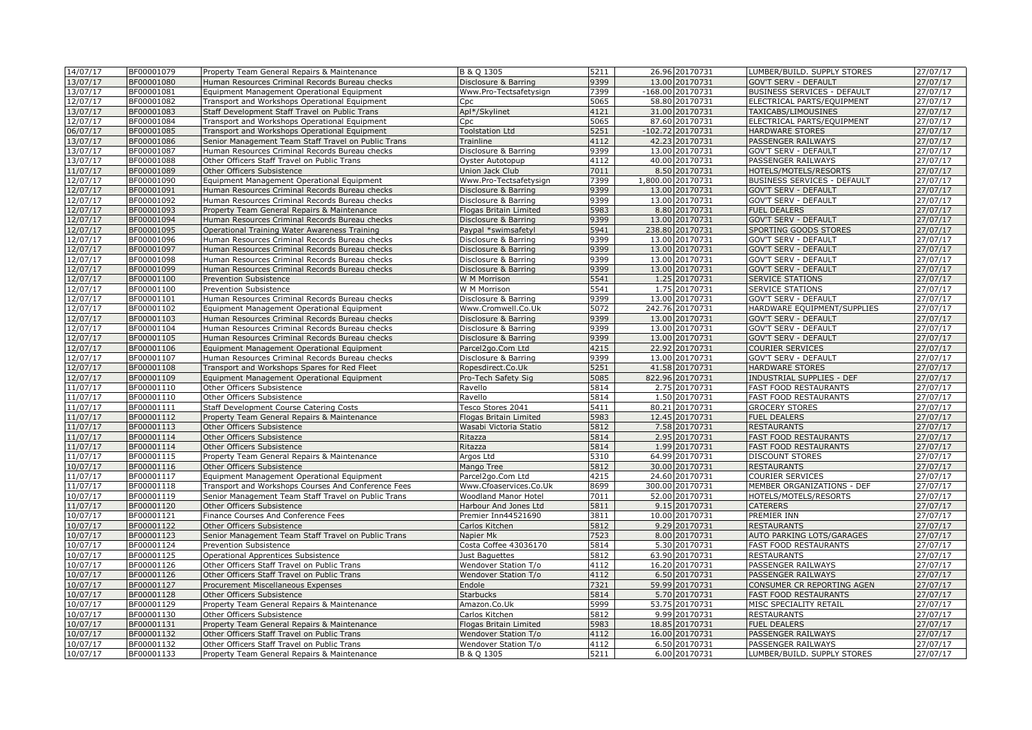| | | | | | | | | |
|---|---|---|---|---|---|---|---|---|
| 14/07/17 | BF00001079 | Property Team General Repairs & Maintenance | B & Q 1305 | 5211 | 26.96 | 20170731 | LUMBER/BUILD. SUPPLY STORES | 27/07/17 |
| 13/07/17 | BF00001080 | Human Resources Criminal Records Bureau checks | Disclosure & Barring | 9399 | 13.00 | 20170731 | GOV'T SERV - DEFAULT | 27/07/17 |
| 13/07/17 | BF00001081 | Equipment Management Operational Equipment | Www.Pro-Tectsafetysign | 7399 | -168.00 | 20170731 | BUSINESS SERVICES - DEFAULT | 27/07/17 |
| 12/07/17 | BF00001082 | Transport and Workshops Operational Equipment | Cpc | 5065 | 58.80 | 20170731 | ELECTRICAL PARTS/EQUIPMENT | 27/07/17 |
| 13/07/17 | BF00001083 | Staff Development Staff Travel on Public Trans | Apl*/Skylinet | 4121 | 31.00 | 20170731 | TAXICABS/LIMOUSINES | 27/07/17 |
| 12/07/17 | BF00001084 | Transport and Workshops Operational Equipment | Cpc | 5065 | 87.60 | 20170731 | ELECTRICAL PARTS/EQUIPMENT | 27/07/17 |
| 06/07/17 | BF00001085 | Transport and Workshops Operational Equipment | Toolstation Ltd | 5251 | -102.72 | 20170731 | HARDWARE STORES | 27/07/17 |
| 13/07/17 | BF00001086 | Senior Management Team Staff Travel on Public Trans | Trainline | 4112 | 42.23 | 20170731 | PASSENGER RAILWAYS | 27/07/17 |
| 13/07/17 | BF00001087 | Human Resources Criminal Records Bureau checks | Disclosure & Barring | 9399 | 13.00 | 20170731 | GOV'T SERV - DEFAULT | 27/07/17 |
| 13/07/17 | BF00001088 | Other Officers Staff Travel on Public Trans | Oyster Autotopup | 4112 | 40.00 | 20170731 | PASSENGER RAILWAYS | 27/07/17 |
| 11/07/17 | BF00001089 | Other Officers Subsistence | Union Jack Club | 7011 | 8.50 | 20170731 | HOTELS/MOTELS/RESORTS | 27/07/17 |
| 12/07/17 | BF00001090 | Equipment Management Operational Equipment | Www.Pro-Tectsafetysign | 7399 | 1,800.00 | 20170731 | BUSINESS SERVICES - DEFAULT | 27/07/17 |
| 12/07/17 | BF00001091 | Human Resources Criminal Records Bureau checks | Disclosure & Barring | 9399 | 13.00 | 20170731 | GOV'T SERV - DEFAULT | 27/07/17 |
| 12/07/17 | BF00001092 | Human Resources Criminal Records Bureau checks | Disclosure & Barring | 9399 | 13.00 | 20170731 | GOV'T SERV - DEFAULT | 27/07/17 |
| 12/07/17 | BF00001093 | Property Team General Repairs & Maintenance | Flogas Britain Limited | 5983 | 8.80 | 20170731 | FUEL DEALERS | 27/07/17 |
| 12/07/17 | BF00001094 | Human Resources Criminal Records Bureau checks | Disclosure & Barring | 9399 | 13.00 | 20170731 | GOV'T SERV - DEFAULT | 27/07/17 |
| 12/07/17 | BF00001095 | Operational Training Water Awareness Training | Paypal *swimsafetyl | 5941 | 238.80 | 20170731 | SPORTING GOODS STORES | 27/07/17 |
| 12/07/17 | BF00001096 | Human Resources Criminal Records Bureau checks | Disclosure & Barring | 9399 | 13.00 | 20170731 | GOV'T SERV - DEFAULT | 27/07/17 |
| 12/07/17 | BF00001097 | Human Resources Criminal Records Bureau checks | Disclosure & Barring | 9399 | 13.00 | 20170731 | GOV'T SERV - DEFAULT | 27/07/17 |
| 12/07/17 | BF00001098 | Human Resources Criminal Records Bureau checks | Disclosure & Barring | 9399 | 13.00 | 20170731 | GOV'T SERV - DEFAULT | 27/07/17 |
| 12/07/17 | BF00001099 | Human Resources Criminal Records Bureau checks | Disclosure & Barring | 9399 | 13.00 | 20170731 | GOV'T SERV - DEFAULT | 27/07/17 |
| 12/07/17 | BF00001100 | Prevention Subsistence | W M Morrison | 5541 | 1.25 | 20170731 | SERVICE STATIONS | 27/07/17 |
| 12/07/17 | BF00001100 | Prevention Subsistence | W M Morrison | 5541 | 1.75 | 20170731 | SERVICE STATIONS | 27/07/17 |
| 12/07/17 | BF00001101 | Human Resources Criminal Records Bureau checks | Disclosure & Barring | 9399 | 13.00 | 20170731 | GOV'T SERV - DEFAULT | 27/07/17 |
| 12/07/17 | BF00001102 | Equipment Management Operational Equipment | Www.Cromwell.Co.Uk | 5072 | 242.76 | 20170731 | HARDWARE EQUIPMENT/SUPPLIES | 27/07/17 |
| 12/07/17 | BF00001103 | Human Resources Criminal Records Bureau checks | Disclosure & Barring | 9399 | 13.00 | 20170731 | GOV'T SERV - DEFAULT | 27/07/17 |
| 12/07/17 | BF00001104 | Human Resources Criminal Records Bureau checks | Disclosure & Barring | 9399 | 13.00 | 20170731 | GOV'T SERV - DEFAULT | 27/07/17 |
| 12/07/17 | BF00001105 | Human Resources Criminal Records Bureau checks | Disclosure & Barring | 9399 | 13.00 | 20170731 | GOV'T SERV - DEFAULT | 27/07/17 |
| 12/07/17 | BF00001106 | Equipment Management Operational Equipment | Parcel2go.Com Ltd | 4215 | 22.92 | 20170731 | COURIER SERVICES | 27/07/17 |
| 12/07/17 | BF00001107 | Human Resources Criminal Records Bureau checks | Disclosure & Barring | 9399 | 13.00 | 20170731 | GOV'T SERV - DEFAULT | 27/07/17 |
| 12/07/17 | BF00001108 | Transport and Workshops Spares for Red Fleet | Ropesdirect.Co.Uk | 5251 | 41.58 | 20170731 | HARDWARE STORES | 27/07/17 |
| 12/07/17 | BF00001109 | Equipment Management Operational Equipment | Pro-Tech Safety Sig | 5085 | 822.96 | 20170731 | INDUSTRIAL SUPPLIES - DEF | 27/07/17 |
| 11/07/17 | BF00001110 | Other Officers Subsistence | Ravello | 5814 | 2.75 | 20170731 | FAST FOOD RESTAURANTS | 27/07/17 |
| 11/07/17 | BF00001110 | Other Officers Subsistence | Ravello | 5814 | 1.50 | 20170731 | FAST FOOD RESTAURANTS | 27/07/17 |
| 11/07/17 | BF00001111 | Staff Development Course Catering Costs | Tesco Stores 2041 | 5411 | 80.21 | 20170731 | GROCERY STORES | 27/07/17 |
| 11/07/17 | BF00001112 | Property Team General Repairs & Maintenance | Flogas Britain Limited | 5983 | 12.45 | 20170731 | FUEL DEALERS | 27/07/17 |
| 11/07/17 | BF00001113 | Other Officers Subsistence | Wasabi Victoria Statio | 5812 | 7.58 | 20170731 | RESTAURANTS | 27/07/17 |
| 11/07/17 | BF00001114 | Other Officers Subsistence | Ritazza | 5814 | 2.95 | 20170731 | FAST FOOD RESTAURANTS | 27/07/17 |
| 11/07/17 | BF00001114 | Other Officers Subsistence | Ritazza | 5814 | 1.99 | 20170731 | FAST FOOD RESTAURANTS | 27/07/17 |
| 11/07/17 | BF00001115 | Property Team General Repairs & Maintenance | Argos Ltd | 5310 | 64.99 | 20170731 | DISCOUNT STORES | 27/07/17 |
| 10/07/17 | BF00001116 | Other Officers Subsistence | Mango Tree | 5812 | 30.00 | 20170731 | RESTAURANTS | 27/07/17 |
| 11/07/17 | BF00001117 | Equipment Management Operational Equipment | Parcel2go.Com Ltd | 4215 | 24.60 | 20170731 | COURIER SERVICES | 27/07/17 |
| 11/07/17 | BF00001118 | Transport and Workshops Courses And Conference Fees | Www.Cfoaservices.Co.Uk | 8699 | 300.00 | 20170731 | MEMBER ORGANIZATIONS - DEF | 27/07/17 |
| 10/07/17 | BF00001119 | Senior Management Team Staff Travel on Public Trans | Woodland Manor Hotel | 7011 | 52.00 | 20170731 | HOTELS/MOTELS/RESORTS | 27/07/17 |
| 11/07/17 | BF00001120 | Other Officers Subsistence | Harbour And Jones Ltd | 5811 | 9.15 | 20170731 | CATERERS | 27/07/17 |
| 10/07/17 | BF00001121 | Finance Courses And Conference Fees | Premier Inn44521690 | 3811 | 10.00 | 20170731 | PREMIER INN | 27/07/17 |
| 10/07/17 | BF00001122 | Other Officers Subsistence | Carlos Kitchen | 5812 | 9.29 | 20170731 | RESTAURANTS | 27/07/17 |
| 10/07/17 | BF00001123 | Senior Management Team Staff Travel on Public Trans | Napier Mk | 7523 | 8.00 | 20170731 | AUTO PARKING LOTS/GARAGES | 27/07/17 |
| 10/07/17 | BF00001124 | Prevention Subsistence | Costa Coffee 43036170 | 5814 | 5.30 | 20170731 | FAST FOOD RESTAURANTS | 27/07/17 |
| 10/07/17 | BF00001125 | Operational Apprentices Subsistence | Just Baguettes | 5812 | 63.90 | 20170731 | RESTAURANTS | 27/07/17 |
| 10/07/17 | BF00001126 | Other Officers Staff Travel on Public Trans | Wendover Station T/o | 4112 | 16.20 | 20170731 | PASSENGER RAILWAYS | 27/07/17 |
| 10/07/17 | BF00001126 | Other Officers Staff Travel on Public Trans | Wendover Station T/o | 4112 | 6.50 | 20170731 | PASSENGER RAILWAYS | 27/07/17 |
| 10/07/17 | BF00001127 | Procurement Miscellaneous Expenses | Endole | 7321 | 59.99 | 20170731 | CONSUMER CR REPORTING AGEN | 27/07/17 |
| 10/07/17 | BF00001128 | Other Officers Subsistence | Starbucks | 5814 | 5.70 | 20170731 | FAST FOOD RESTAURANTS | 27/07/17 |
| 10/07/17 | BF00001129 | Property Team General Repairs & Maintenance | Amazon.Co.Uk | 5999 | 53.75 | 20170731 | MISC SPECIALITY RETAIL | 27/07/17 |
| 10/07/17 | BF00001130 | Other Officers Subsistence | Carlos Kitchen | 5812 | 9.99 | 20170731 | RESTAURANTS | 27/07/17 |
| 10/07/17 | BF00001131 | Property Team General Repairs & Maintenance | Flogas Britain Limited | 5983 | 18.85 | 20170731 | FUEL DEALERS | 27/07/17 |
| 10/07/17 | BF00001132 | Other Officers Staff Travel on Public Trans | Wendover Station T/o | 4112 | 16.00 | 20170731 | PASSENGER RAILWAYS | 27/07/17 |
| 10/07/17 | BF00001132 | Other Officers Staff Travel on Public Trans | Wendover Station T/o | 4112 | 6.50 | 20170731 | PASSENGER RAILWAYS | 27/07/17 |
| 10/07/17 | BF00001133 | Property Team General Repairs & Maintenance | B & Q 1305 | 5211 | 6.00 | 20170731 | LUMBER/BUILD. SUPPLY STORES | 27/07/17 |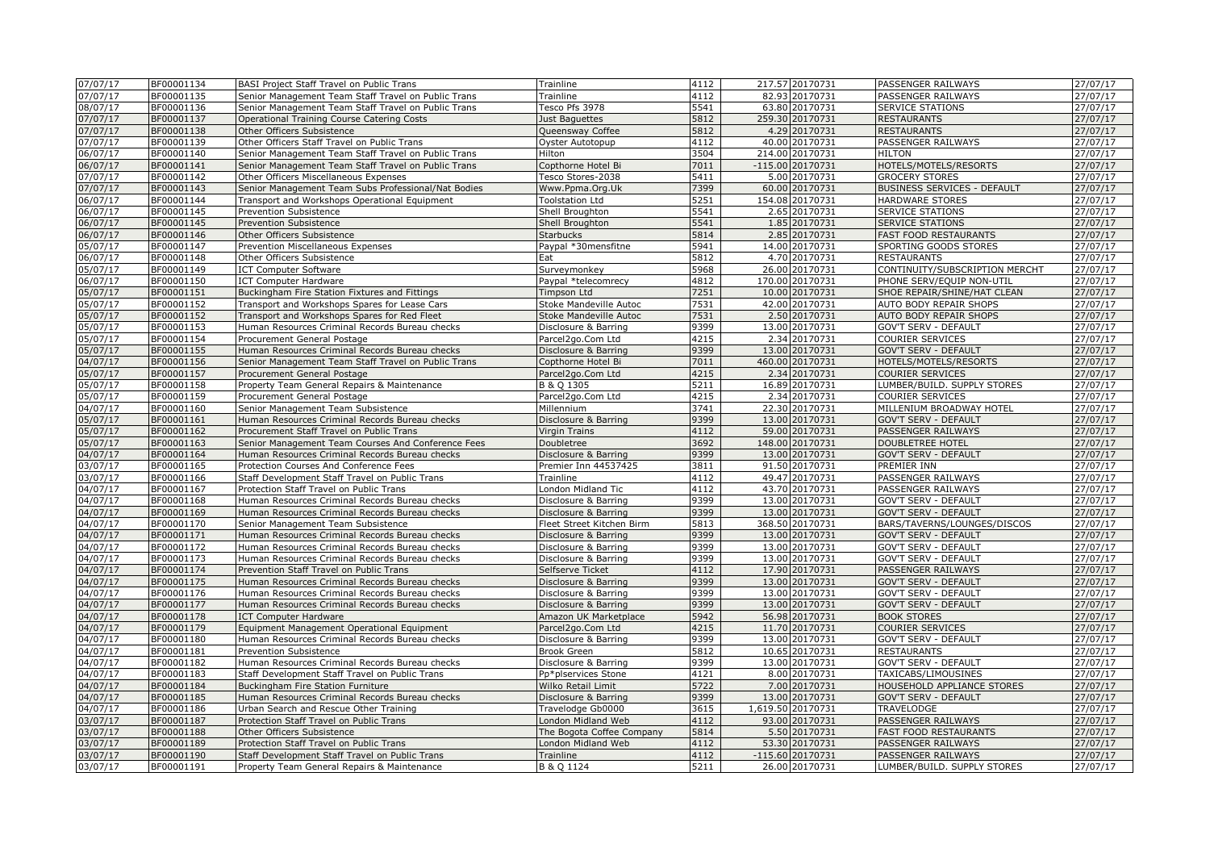| 07/07/17 | BF00001134 | BASI Project Staff Travel on Public Trans | Trainline | 4112 | 217.57 | 20170731 | PASSENGER RAILWAYS | 27/07/17 |
|---|---|---|---|---|---|---|---|---|
| 07/07/17 | BF00001135 | Senior Management Team Staff Travel on Public Trans | Trainline | 4112 | 82.93 | 20170731 | PASSENGER RAILWAYS | 27/07/17 |
| 08/07/17 | BF00001136 | Senior Management Team Staff Travel on Public Trans | Tesco Pfs 3978 | 5541 | 63.80 | 20170731 | SERVICE STATIONS | 27/07/17 |
| 07/07/17 | BF00001137 | Operational Training Course Catering Costs | Just Baguettes | 5812 | 259.30 | 20170731 | RESTAURANTS | 27/07/17 |
| 07/07/17 | BF00001138 | Other Officers Subsistence | Queensway Coffee | 5812 | 4.29 | 20170731 | RESTAURANTS | 27/07/17 |
| 07/07/17 | BF00001139 | Other Officers Staff Travel on Public Trans | Oyster Autotopup | 4112 | 40.00 | 20170731 | PASSENGER RAILWAYS | 27/07/17 |
| 06/07/17 | BF00001140 | Senior Management Team Staff Travel on Public Trans | Hilton | 3504 | 214.00 | 20170731 | HILTON | 27/07/17 |
| 06/07/17 | BF00001141 | Senior Management Team Staff Travel on Public Trans | Copthorne Hotel Bi | 7011 | -115.00 | 20170731 | HOTELS/MOTELS/RESORTS | 27/07/17 |
| 07/07/17 | BF00001142 | Other Officers Miscellaneous Expenses | Tesco Stores-2038 | 5411 | 5.00 | 20170731 | GROCERY STORES | 27/07/17 |
| 07/07/17 | BF00001143 | Senior Management Team Subs Professional/Nat Bodies | Www.Ppma.Org.Uk | 7399 | 60.00 | 20170731 | BUSINESS SERVICES - DEFAULT | 27/07/17 |
| 06/07/17 | BF00001144 | Transport and Workshops Operational Equipment | Toolstation Ltd | 5251 | 154.08 | 20170731 | HARDWARE STORES | 27/07/17 |
| 06/07/17 | BF00001145 | Prevention Subsistence | Shell Broughton | 5541 | 2.65 | 20170731 | SERVICE STATIONS | 27/07/17 |
| 06/07/17 | BF00001145 | Prevention Subsistence | Shell Broughton | 5541 | 1.85 | 20170731 | SERVICE STATIONS | 27/07/17 |
| 06/07/17 | BF00001146 | Other Officers Subsistence | Starbucks | 5814 | 2.85 | 20170731 | FAST FOOD RESTAURANTS | 27/07/17 |
| 05/07/17 | BF00001147 | Prevention Miscellaneous Expenses | Paypal *30mensfitne | 5941 | 14.00 | 20170731 | SPORTING GOODS STORES | 27/07/17 |
| 06/07/17 | BF00001148 | Other Officers Subsistence | Eat | 5812 | 4.70 | 20170731 | RESTAURANTS | 27/07/17 |
| 05/07/17 | BF00001149 | ICT Computer Software | Surveymonkey | 5968 | 26.00 | 20170731 | CONTINUITY/SUBSCRIPTION MERCHT | 27/07/17 |
| 06/07/17 | BF00001150 | ICT Computer Hardware | Paypal *telecomrecy | 4812 | 170.00 | 20170731 | PHONE SERV/EQUIP NON-UTIL | 27/07/17 |
| 05/07/17 | BF00001151 | Buckingham Fire Station Fixtures and Fittings | Timpson Ltd | 7251 | 10.00 | 20170731 | SHOE REPAIR/SHINE/HAT CLEAN | 27/07/17 |
| 05/07/17 | BF00001152 | Transport and Workshops Spares for Lease Cars | Stoke Mandeville Autoc | 7531 | 42.00 | 20170731 | AUTO BODY REPAIR SHOPS | 27/07/17 |
| 05/07/17 | BF00001152 | Transport and Workshops Spares for Red Fleet | Stoke Mandeville Autoc | 7531 | 2.50 | 20170731 | AUTO BODY REPAIR SHOPS | 27/07/17 |
| 05/07/17 | BF00001153 | Human Resources Criminal Records Bureau checks | Disclosure & Barring | 9399 | 13.00 | 20170731 | GOV'T SERV - DEFAULT | 27/07/17 |
| 05/07/17 | BF00001154 | Procurement General Postage | Parcel2go.Com Ltd | 4215 | 2.34 | 20170731 | COURIER SERVICES | 27/07/17 |
| 05/07/17 | BF00001155 | Human Resources Criminal Records Bureau checks | Disclosure & Barring | 9399 | 13.00 | 20170731 | GOV'T SERV - DEFAULT | 27/07/17 |
| 04/07/17 | BF00001156 | Senior Management Team Staff Travel on Public Trans | Copthorne Hotel Bi | 7011 | 460.00 | 20170731 | HOTELS/MOTELS/RESORTS | 27/07/17 |
| 05/07/17 | BF00001157 | Procurement General Postage | Parcel2go.Com Ltd | 4215 | 2.34 | 20170731 | COURIER SERVICES | 27/07/17 |
| 05/07/17 | BF00001158 | Property Team General Repairs & Maintenance | B & Q 1305 | 5211 | 16.89 | 20170731 | LUMBER/BUILD. SUPPLY STORES | 27/07/17 |
| 05/07/17 | BF00001159 | Procurement General Postage | Parcel2go.Com Ltd | 4215 | 2.34 | 20170731 | COURIER SERVICES | 27/07/17 |
| 04/07/17 | BF00001160 | Senior Management Team Subsistence | Millennium | 3741 | 22.30 | 20170731 | MILLENIUM BROADWAY HOTEL | 27/07/17 |
| 05/07/17 | BF00001161 | Human Resources Criminal Records Bureau checks | Disclosure & Barring | 9399 | 13.00 | 20170731 | GOV'T SERV - DEFAULT | 27/07/17 |
| 05/07/17 | BF00001162 | Procurement Staff Travel on Public Trans | Virgin Trains | 4112 | 59.00 | 20170731 | PASSENGER RAILWAYS | 27/07/17 |
| 05/07/17 | BF00001163 | Senior Management Team Courses And Conference Fees | Doubletree | 3692 | 148.00 | 20170731 | DOUBLETREE HOTEL | 27/07/17 |
| 04/07/17 | BF00001164 | Human Resources Criminal Records Bureau checks | Disclosure & Barring | 9399 | 13.00 | 20170731 | GOV'T SERV - DEFAULT | 27/07/17 |
| 03/07/17 | BF00001165 | Protection Courses And Conference Fees | Premier Inn 44537425 | 3811 | 91.50 | 20170731 | PREMIER INN | 27/07/17 |
| 03/07/17 | BF00001166 | Staff Development Staff Travel on Public Trans | Trainline | 4112 | 49.47 | 20170731 | PASSENGER RAILWAYS | 27/07/17 |
| 04/07/17 | BF00001167 | Protection Staff Travel on Public Trans | London Midland Tic | 4112 | 43.70 | 20170731 | PASSENGER RAILWAYS | 27/07/17 |
| 04/07/17 | BF00001168 | Human Resources Criminal Records Bureau checks | Disclosure & Barring | 9399 | 13.00 | 20170731 | GOV'T SERV - DEFAULT | 27/07/17 |
| 04/07/17 | BF00001169 | Human Resources Criminal Records Bureau checks | Disclosure & Barring | 9399 | 13.00 | 20170731 | GOV'T SERV - DEFAULT | 27/07/17 |
| 04/07/17 | BF00001170 | Senior Management Team Subsistence | Fleet Street Kitchen Birm | 5813 | 368.50 | 20170731 | BARS/TAVERNS/LOUNGES/DISCOS | 27/07/17 |
| 04/07/17 | BF00001171 | Human Resources Criminal Records Bureau checks | Disclosure & Barring | 9399 | 13.00 | 20170731 | GOV'T SERV - DEFAULT | 27/07/17 |
| 04/07/17 | BF00001172 | Human Resources Criminal Records Bureau checks | Disclosure & Barring | 9399 | 13.00 | 20170731 | GOV'T SERV - DEFAULT | 27/07/17 |
| 04/07/17 | BF00001173 | Human Resources Criminal Records Bureau checks | Disclosure & Barring | 9399 | 13.00 | 20170731 | GOV'T SERV - DEFAULT | 27/07/17 |
| 04/07/17 | BF00001174 | Prevention Staff Travel on Public Trans | Selfserve Ticket | 4112 | 17.90 | 20170731 | PASSENGER RAILWAYS | 27/07/17 |
| 04/07/17 | BF00001175 | Human Resources Criminal Records Bureau checks | Disclosure & Barring | 9399 | 13.00 | 20170731 | GOV'T SERV - DEFAULT | 27/07/17 |
| 04/07/17 | BF00001176 | Human Resources Criminal Records Bureau checks | Disclosure & Barring | 9399 | 13.00 | 20170731 | GOV'T SERV - DEFAULT | 27/07/17 |
| 04/07/17 | BF00001177 | Human Resources Criminal Records Bureau checks | Disclosure & Barring | 9399 | 13.00 | 20170731 | GOV'T SERV - DEFAULT | 27/07/17 |
| 04/07/17 | BF00001178 | ICT Computer Hardware | Amazon UK Marketplace | 5942 | 56.98 | 20170731 | BOOK STORES | 27/07/17 |
| 04/07/17 | BF00001179 | Equipment Management Operational Equipment | Parcel2go.Com Ltd | 4215 | 11.70 | 20170731 | COURIER SERVICES | 27/07/17 |
| 04/07/17 | BF00001180 | Human Resources Criminal Records Bureau checks | Disclosure & Barring | 9399 | 13.00 | 20170731 | GOV'T SERV - DEFAULT | 27/07/17 |
| 04/07/17 | BF00001181 | Prevention Subsistence | Brook Green | 5812 | 10.65 | 20170731 | RESTAURANTS | 27/07/17 |
| 04/07/17 | BF00001182 | Human Resources Criminal Records Bureau checks | Disclosure & Barring | 9399 | 13.00 | 20170731 | GOV'T SERV - DEFAULT | 27/07/17 |
| 04/07/17 | BF00001183 | Staff Development Staff Travel on Public Trans | Pp*plservices Stone | 4121 | 8.00 | 20170731 | TAXICABS/LIMOUSINES | 27/07/17 |
| 04/07/17 | BF00001184 | Buckingham Fire Station Furniture | Wilko Retail Limit | 5722 | 7.00 | 20170731 | HOUSEHOLD APPLIANCE STORES | 27/07/17 |
| 04/07/17 | BF00001185 | Human Resources Criminal Records Bureau checks | Disclosure & Barring | 9399 | 13.00 | 20170731 | GOV'T SERV - DEFAULT | 27/07/17 |
| 04/07/17 | BF00001186 | Urban Search and Rescue Other Training | Travelodge Gb0000 | 3615 | 1,619.50 | 20170731 | TRAVELODGE | 27/07/17 |
| 03/07/17 | BF00001187 | Protection Staff Travel on Public Trans | London Midland Web | 4112 | 93.00 | 20170731 | PASSENGER RAILWAYS | 27/07/17 |
| 03/07/17 | BF00001188 | Other Officers Subsistence | The Bogota Coffee Company | 5814 | 5.50 | 20170731 | FAST FOOD RESTAURANTS | 27/07/17 |
| 03/07/17 | BF00001189 | Protection Staff Travel on Public Trans | London Midland Web | 4112 | 53.30 | 20170731 | PASSENGER RAILWAYS | 27/07/17 |
| 03/07/17 | BF00001190 | Staff Development Staff Travel on Public Trans | Trainline | 4112 | -115.60 | 20170731 | PASSENGER RAILWAYS | 27/07/17 |
| 03/07/17 | BF00001191 | Property Team General Repairs & Maintenance | B & Q 1124 | 5211 | 26.00 | 20170731 | LUMBER/BUILD. SUPPLY STORES | 27/07/17 |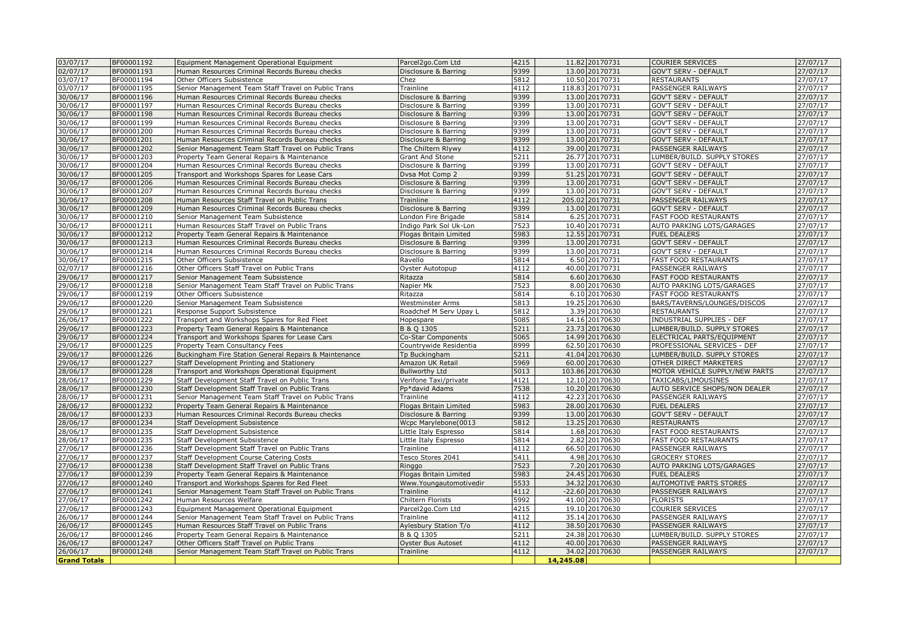| | | | | | | | | |
|---|---|---|---|---|---|---|---|---|
| 03/07/17 | BF00001192 | Equipment Management Operational Equipment | Parcel2go.Com Ltd | 4215 | 11.82 | 20170731 | COURIER SERVICES | 27/07/17 |
| 02/07/17 | BF00001193 | Human Resources Criminal Records Bureau checks | Disclosure & Barring | 9399 | 13.00 | 20170731 | GOV'T SERV - DEFAULT | 27/07/17 |
| 03/07/17 | BF00001194 | Other Officers Subsistence | Chez | 5812 | 10.50 | 20170731 | RESTAURANTS | 27/07/17 |
| 03/07/17 | BF00001195 | Senior Management Team Staff Travel on Public Trans | Trainline | 4112 | 118.83 | 20170731 | PASSENGER RAILWAYS | 27/07/17 |
| 30/06/17 | BF00001196 | Human Resources Criminal Records Bureau checks | Disclosure & Barring | 9399 | 13.00 | 20170731 | GOV'T SERV - DEFAULT | 27/07/17 |
| 30/06/17 | BF00001197 | Human Resources Criminal Records Bureau checks | Disclosure & Barring | 9399 | 13.00 | 20170731 | GOV'T SERV - DEFAULT | 27/07/17 |
| 30/06/17 | BF00001198 | Human Resources Criminal Records Bureau checks | Disclosure & Barring | 9399 | 13.00 | 20170731 | GOV'T SERV - DEFAULT | 27/07/17 |
| 30/06/17 | BF00001199 | Human Resources Criminal Records Bureau checks | Disclosure & Barring | 9399 | 13.00 | 20170731 | GOV'T SERV - DEFAULT | 27/07/17 |
| 30/06/17 | BF00001200 | Human Resources Criminal Records Bureau checks | Disclosure & Barring | 9399 | 13.00 | 20170731 | GOV'T SERV - DEFAULT | 27/07/17 |
| 30/06/17 | BF00001201 | Human Resources Criminal Records Bureau checks | Disclosure & Barring | 9399 | 13.00 | 20170731 | GOV'T SERV - DEFAULT | 27/07/17 |
| 30/06/17 | BF00001202 | Senior Management Team Staff Travel on Public Trans | The Chiltern Rlywy | 4112 | 39.00 | 20170731 | PASSENGER RAILWAYS | 27/07/17 |
| 30/06/17 | BF00001203 | Property Team General Repairs & Maintenance | Grant And Stone | 5211 | 26.77 | 20170731 | LUMBER/BUILD. SUPPLY STORES | 27/07/17 |
| 30/06/17 | BF00001204 | Human Resources Criminal Records Bureau checks | Disclosure & Barring | 9399 | 13.00 | 20170731 | GOV'T SERV - DEFAULT | 27/07/17 |
| 30/06/17 | BF00001205 | Transport and Workshops Spares for Lease Cars | Dvsa Mot Comp 2 | 9399 | 51.25 | 20170731 | GOV'T SERV - DEFAULT | 27/07/17 |
| 30/06/17 | BF00001206 | Human Resources Criminal Records Bureau checks | Disclosure & Barring | 9399 | 13.00 | 20170731 | GOV'T SERV - DEFAULT | 27/07/17 |
| 30/06/17 | BF00001207 | Human Resources Criminal Records Bureau checks | Disclosure & Barring | 9399 | 13.00 | 20170731 | GOV'T SERV - DEFAULT | 27/07/17 |
| 30/06/17 | BF00001208 | Human Resources Staff Travel on Public Trans | Trainline | 4112 | 205.02 | 20170731 | PASSENGER RAILWAYS | 27/07/17 |
| 30/06/17 | BF00001209 | Human Resources Criminal Records Bureau checks | Disclosure & Barring | 9399 | 13.00 | 20170731 | GOV'T SERV - DEFAULT | 27/07/17 |
| 30/06/17 | BF00001210 | Senior Management Team Subsistence | London Fire Brigade | 5814 | 6.25 | 20170731 | FAST FOOD RESTAURANTS | 27/07/17 |
| 30/06/17 | BF00001211 | Human Resources Staff Travel on Public Trans | Indigo Park Sol Uk-Lon | 7523 | 10.40 | 20170731 | AUTO PARKING LOTS/GARAGES | 27/07/17 |
| 30/06/17 | BF00001212 | Property Team General Repairs & Maintenance | Flogas Britain Limited | 5983 | 12.55 | 20170731 | FUEL DEALERS | 27/07/17 |
| 30/06/17 | BF00001213 | Human Resources Criminal Records Bureau checks | Disclosure & Barring | 9399 | 13.00 | 20170731 | GOV'T SERV - DEFAULT | 27/07/17 |
| 30/06/17 | BF00001214 | Human Resources Criminal Records Bureau checks | Disclosure & Barring | 9399 | 13.00 | 20170731 | GOV'T SERV - DEFAULT | 27/07/17 |
| 30/06/17 | BF00001215 | Other Officers Subsistence | Ravello | 5814 | 6.50 | 20170731 | FAST FOOD RESTAURANTS | 27/07/17 |
| 02/07/17 | BF00001216 | Other Officers Staff Travel on Public Trans | Oyster Autotopup | 4112 | 40.00 | 20170731 | PASSENGER RAILWAYS | 27/07/17 |
| 29/06/17 | BF00001217 | Senior Management Team Subsistence | Ritazza | 5814 | 6.60 | 20170630 | FAST FOOD RESTAURANTS | 27/07/17 |
| 29/06/17 | BF00001218 | Senior Management Team Staff Travel on Public Trans | Napier Mk | 7523 | 8.00 | 20170630 | AUTO PARKING LOTS/GARAGES | 27/07/17 |
| 29/06/17 | BF00001219 | Other Officers Subsistence | Ritazza | 5814 | 6.10 | 20170630 | FAST FOOD RESTAURANTS | 27/07/17 |
| 29/06/17 | BF00001220 | Senior Management Team Subsistence | Westminster Arms | 5813 | 19.25 | 20170630 | BARS/TAVERNS/LOUNGES/DISCOS | 27/07/17 |
| 29/06/17 | BF00001221 | Response Support Subsistence | Roadchef M Serv Upay L | 5812 | 3.39 | 20170630 | RESTAURANTS | 27/07/17 |
| 26/06/17 | BF00001222 | Transport and Workshops Spares for Red Fleet | Hopespare | 5085 | 14.16 | 20170630 | INDUSTRIAL SUPPLIES - DEF | 27/07/17 |
| 29/06/17 | BF00001223 | Property Team General Repairs & Maintenance | B & Q 1305 | 5211 | 23.73 | 20170630 | LUMBER/BUILD. SUPPLY STORES | 27/07/17 |
| 29/06/17 | BF00001224 | Transport and Workshops Spares for Lease Cars | Co-Star Components | 5065 | 14.99 | 20170630 | ELECTRICAL PARTS/EQUIPMENT | 27/07/17 |
| 29/06/17 | BF00001225 | Property Team Consultancy Fees | Countrywide Residentia | 8999 | 62.50 | 20170630 | PROFESSIONAL SERVICES - DEF | 27/07/17 |
| 29/06/17 | BF00001226 | Buckingham Fire Station General Repairs & Maintenance | Tp Buckingham | 5211 | 41.04 | 20170630 | LUMBER/BUILD. SUPPLY STORES | 27/07/17 |
| 29/06/17 | BF00001227 | Staff Development Printing and Stationery | Amazon UK Retail | 5969 | 60.00 | 20170630 | OTHER DIRECT MARKETERS | 27/07/17 |
| 28/06/17 | BF00001228 | Transport and Workshops Operational Equipment | Bullworthy Ltd | 5013 | 103.86 | 20170630 | MOTOR VEHICLE SUPPLY/NEW PARTS | 27/07/17 |
| 28/06/17 | BF00001229 | Staff Development Staff Travel on Public Trans | Verifone Taxi/private | 4121 | 12.10 | 20170630 | TAXICABS/LIMOUSINES | 27/07/17 |
| 28/06/17 | BF00001230 | Staff Development Staff Travel on Public Trans | Pp*david Adams | 7538 | 10.20 | 20170630 | AUTO SERVICE SHOPS/NON DEALER | 27/07/17 |
| 28/06/17 | BF00001231 | Senior Management Team Staff Travel on Public Trans | Trainline | 4112 | 42.23 | 20170630 | PASSENGER RAILWAYS | 27/07/17 |
| 28/06/17 | BF00001232 | Property Team General Repairs & Maintenance | Flogas Britain Limited | 5983 | 28.00 | 20170630 | FUEL DEALERS | 27/07/17 |
| 28/06/17 | BF00001233 | Human Resources Criminal Records Bureau checks | Disclosure & Barring | 9399 | 13.00 | 20170630 | GOV'T SERV - DEFAULT | 27/07/17 |
| 28/06/17 | BF00001234 | Staff Development Subsistence | Wcpc Marylebone(0013 | 5812 | 13.25 | 20170630 | RESTAURANTS | 27/07/17 |
| 28/06/17 | BF00001235 | Staff Development Subsistence | Little Italy Espresso | 5814 | 1.68 | 20170630 | FAST FOOD RESTAURANTS | 27/07/17 |
| 28/06/17 | BF00001235 | Staff Development Subsistence | Little Italy Espresso | 5814 | 2.82 | 20170630 | FAST FOOD RESTAURANTS | 27/07/17 |
| 27/06/17 | BF00001236 | Staff Development Staff Travel on Public Trans | Trainline | 4112 | 66.50 | 20170630 | PASSENGER RAILWAYS | 27/07/17 |
| 27/06/17 | BF00001237 | Staff Development Course Catering Costs | Tesco Stores 2041 | 5411 | 4.98 | 20170630 | GROCERY STORES | 27/07/17 |
| 27/06/17 | BF00001238 | Staff Development Staff Travel on Public Trans | Ringgo | 7523 | 7.20 | 20170630 | AUTO PARKING LOTS/GARAGES | 27/07/17 |
| 27/06/17 | BF00001239 | Property Team General Repairs & Maintenance | Flogas Britain Limited | 5983 | 24.45 | 20170630 | FUEL DEALERS | 27/07/17 |
| 27/06/17 | BF00001240 | Transport and Workshops Spares for Red Fleet | Www.Youngautomotivedir | 5533 | 34.32 | 20170630 | AUTOMOTIVE PARTS STORES | 27/07/17 |
| 27/06/17 | BF00001241 | Senior Management Team Staff Travel on Public Trans | Trainline | 4112 | -22.60 | 20170630 | PASSENGER RAILWAYS | 27/07/17 |
| 27/06/17 | BF00001242 | Human Resources Welfare | Chiltern Florists | 5992 | 41.00 | 20170630 | FLORISTS | 27/07/17 |
| 27/06/17 | BF00001243 | Equipment Management Operational Equipment | Parcel2go.Com Ltd | 4215 | 19.10 | 20170630 | COURIER SERVICES | 27/07/17 |
| 26/06/17 | BF00001244 | Senior Management Team Staff Travel on Public Trans | Trainline | 4112 | 35.14 | 20170630 | PASSENGER RAILWAYS | 27/07/17 |
| 26/06/17 | BF00001245 | Human Resources Staff Travel on Public Trans | Aylesbury Station T/o | 4112 | 38.50 | 20170630 | PASSENGER RAILWAYS | 27/07/17 |
| 26/06/17 | BF00001246 | Property Team General Repairs & Maintenance | B & Q 1305 | 5211 | 24.38 | 20170630 | LUMBER/BUILD. SUPPLY STORES | 27/07/17 |
| 26/06/17 | BF00001247 | Other Officers Staff Travel on Public Trans | Oyster Bus Autoset | 4112 | 40.00 | 20170630 | PASSENGER RAILWAYS | 27/07/17 |
| 26/06/17 | BF00001248 | Senior Management Team Staff Travel on Public Trans | Trainline | 4112 | 34.02 | 20170630 | PASSENGER RAILWAYS | 27/07/17 |
| **Grand Totals** | | | | | **14,245.08** | | | |